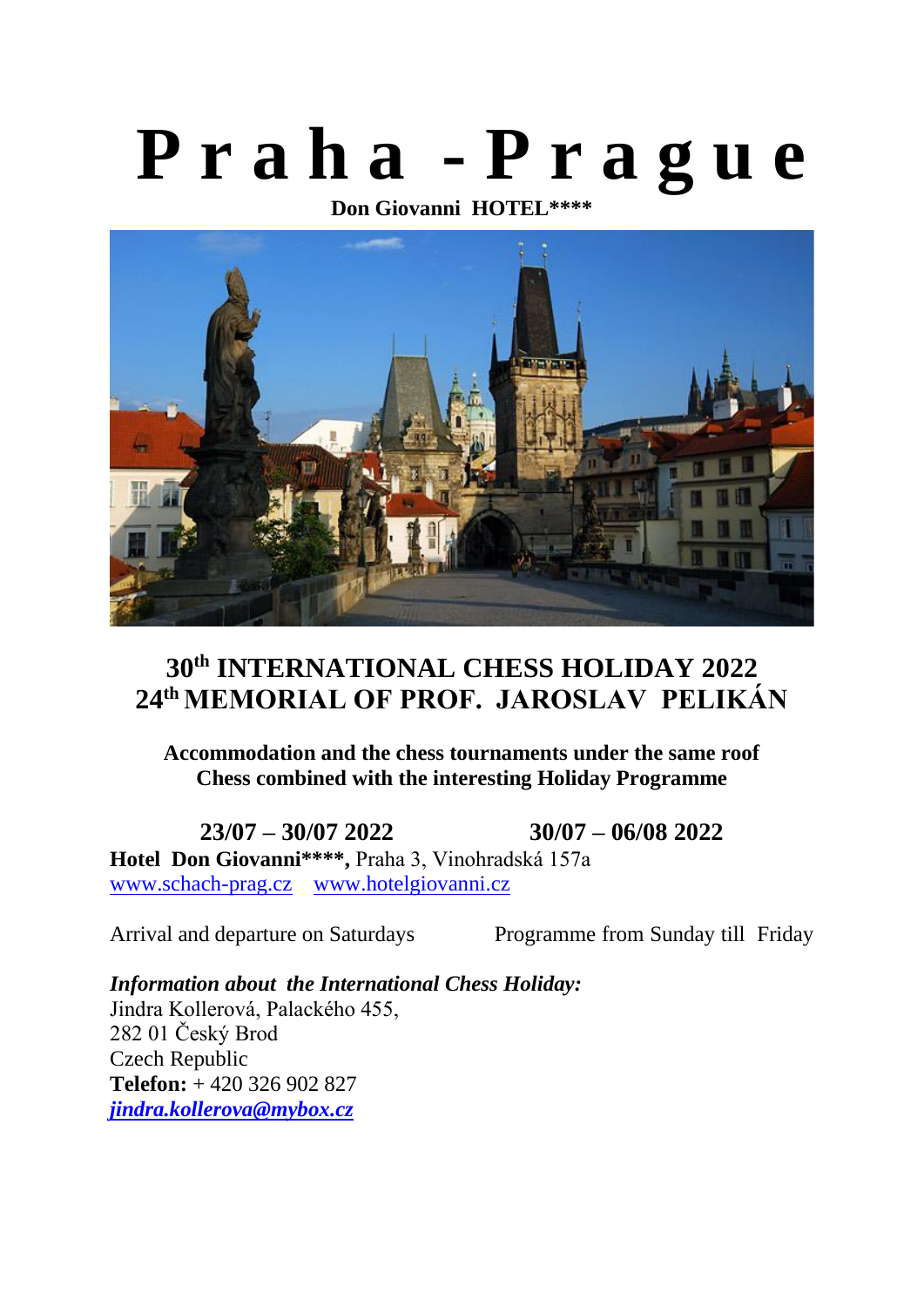# P r a h a - P r a g u e

**Don Giovanni HOTEL\*\*\*\***

## 30th INTERNATIONAL CHESS HOLIDAY 2022
## 24th MEMORIAL OF PROF. JAROSLAV PELIKÁN

**Accommodation and the chess tournaments under the same roof**
**Chess combined with the interesting Holiday Programme**

**23/07 – 30/07 2022** **30/07 – 06/08 2022**

**Hotel Don Giovanni\*\*\*\*,** Praha 3, Vinohradská 157a
www.schach-prag.cz www.hotelgiovanni.cz

Arrival and departure on Saturdays Programme from Sunday till Friday

***Information about the International Chess Holiday:***
Jindra Kollerová, Palackého 455,
282 01 Český Brod
Czech Republic
**Telefon:** + 420 326 902 827
***jindra.kollerova@mybox.cz***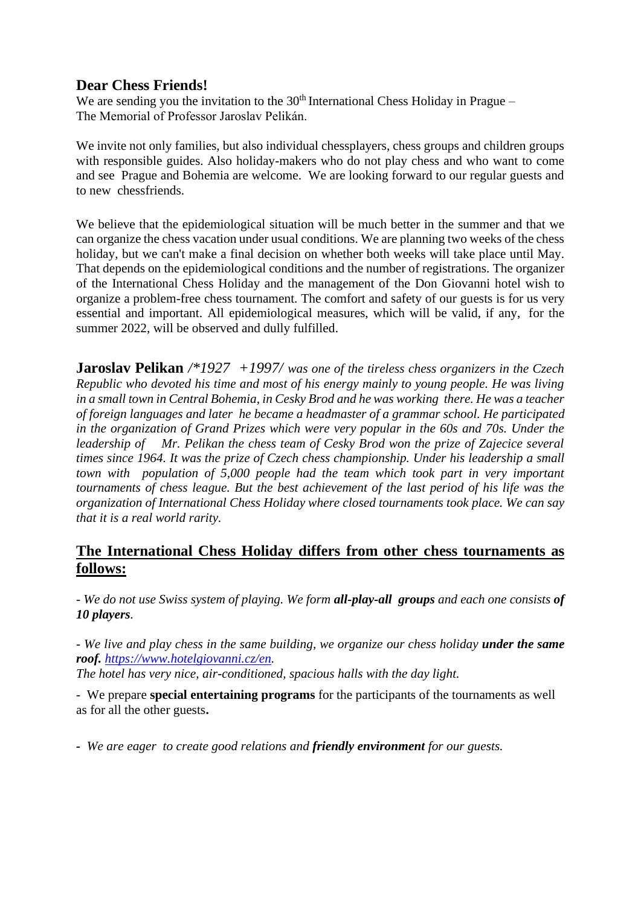## Dear Chess Friends!

We are sending you the invitation to the 30th International Chess Holiday in Prague – The Memorial of Professor Jaroslav Pelikán.

We invite not only families, but also individual chessplayers, chess groups and children groups with responsible guides. Also holiday-makers who do not play chess and who want to come and see Prague and Bohemia are welcome. We are looking forward to our regular guests and to new chessfriends.

We believe that the epidemiological situation will be much better in the summer and that we can organize the chess vacation under usual conditions. We are planning two weeks of the chess holiday, but we can't make a final decision on whether both weeks will take place until May. That depends on the epidemiological conditions and the number of registrations. The organizer of the International Chess Holiday and the management of the Don Giovanni hotel wish to organize a problem-free chess tournament. The comfort and safety of our guests is for us very essential and important. All epidemiological measures, which will be valid, if any, for the summer 2022, will be observed and dully fulfilled.

**Jaroslav Pelikan** */\*1927 +1997/ was one of the tireless chess organizers in the Czech Republic who devoted his time and most of his energy mainly to young people. He was living in a small town in Central Bohemia, in Cesky Brod and he was working there. He was a teacher of foreign languages and later he became a headmaster of a grammar school. He participated in the organization of Grand Prizes which were very popular in the 60s and 70s. Under the leadership of Mr. Pelikan the chess team of Cesky Brod won the prize of Zajecice several times since 1964. It was the prize of Czech chess championship. Under his leadership a small town with population of 5,000 people had the team which took part in very important tournaments of chess league. But the best achievement of the last period of his life was the organization of International Chess Holiday where closed tournaments took place. We can say that it is a real world rarity.*

## The International Chess Holiday differs from other chess tournaments as follows:

*- We do not use Swiss system of playing. We form **all-play-all groups** and each one consists **of 10 players**.*

*- We live and play chess in the same building, we organize our chess holiday **under the same roof.** [https://www.hotelgiovanni.cz/en](https://www.hotelgiovanni.cz/en).*
*The hotel has very nice, air-conditioned, spacious halls with the day light.*

- We prepare **special entertaining programs** for the participants of the tournaments as well as for all the other guests**.**

**-** *We are eager to create good relations and **friendly environment** for our guests.*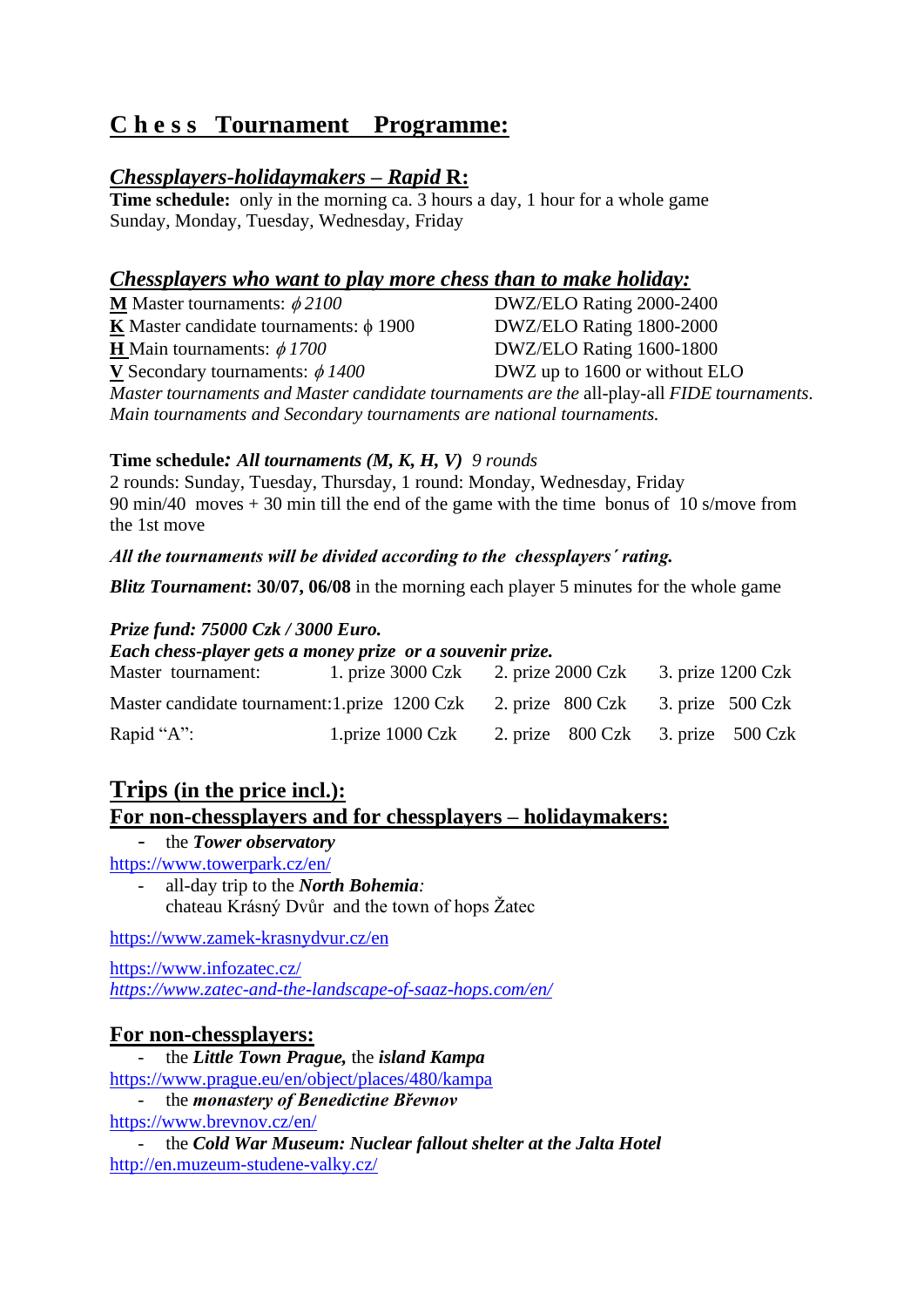# **C h e s s  Tournament  Programme:**

## ***Chessplayers-holidaymakers – Rapid* R:**

**Time schedule:** only in the morning ca. 3 hours a day, 1 hour for a whole game
Sunday, Monday, Tuesday, Wednesday, Friday

## ***Chessplayers who want to play more chess than to make holiday:***

| | |
|---|---|
| **M** Master tournaments: *ϕ 2100* | DWZ/ELO Rating 2000-2400 |
| **K** Master candidate tournaments: ϕ 1900 | DWZ/ELO Rating 1800-2000 |
| **H** Main tournaments: *ϕ 1700* | DWZ/ELO Rating 1600-1800 |
| **V** Secondary tournaments: *ϕ 1400* | DWZ up to 1600 or without ELO |

*Master tournaments and Master candidate tournaments are the* all-play-all *FIDE tournaments.*
*Main tournaments and Secondary tournaments are national tournaments.*

**Time schedule*: All tournaments (M, K, H, V)*** *9 rounds*
2 rounds: Sunday, Tuesday, Thursday, 1 round: Monday, Wednesday, Friday
90 min/40 moves + 30 min till the end of the game with the time bonus of 10 s/move from the 1st move

***All the tournaments will be divided according to the chessplayers´ rating.***

***Blitz Tournament*: 30/07, 06/08** in the morning each player 5 minutes for the whole game

***Prize fund: 75000 Czk / 3000 Euro.***
***Each chess-player gets a money prize or a souvenir prize.***

| | | | |
|---|---|---|---|
| Master tournament: | 1. prize 3000 Czk | 2. prize 2000 Czk | 3. prize 1200 Czk |
| Master candidate tournament: | 1.prize 1200 Czk | 2. prize 800 Czk | 3. prize 500 Czk |
| Rapid "A": | 1.prize 1000 Czk | 2. prize 800 Czk | 3. prize 500 Czk |

## **Trips (in the price incl.):**

### **For non-chessplayers and for chessplayers – holidaymakers:**

- the ***Tower observatory***

https://www.towerpark.cz/en/

- all-day trip to the ***North Bohemia****:*
  chateau Krásný Dvůr and the town of hops Žatec

https://www.zamek-krasnydvur.cz/en

https://www.infozatec.cz/
*https://www.zatec-and-the-landscape-of-saaz-hops.com/en/*

### **For non-chessplayers:**

- the ***Little Town Prague,*** the ***island Kampa***

https://www.prague.eu/en/object/places/480/kampa

- the ***monastery of Benedictine Břevnov***

https://www.brevnov.cz/en/

- the ***Cold War Museum: Nuclear fallout shelter at the Jalta Hotel***

http://en.muzeum-studene-valky.cz/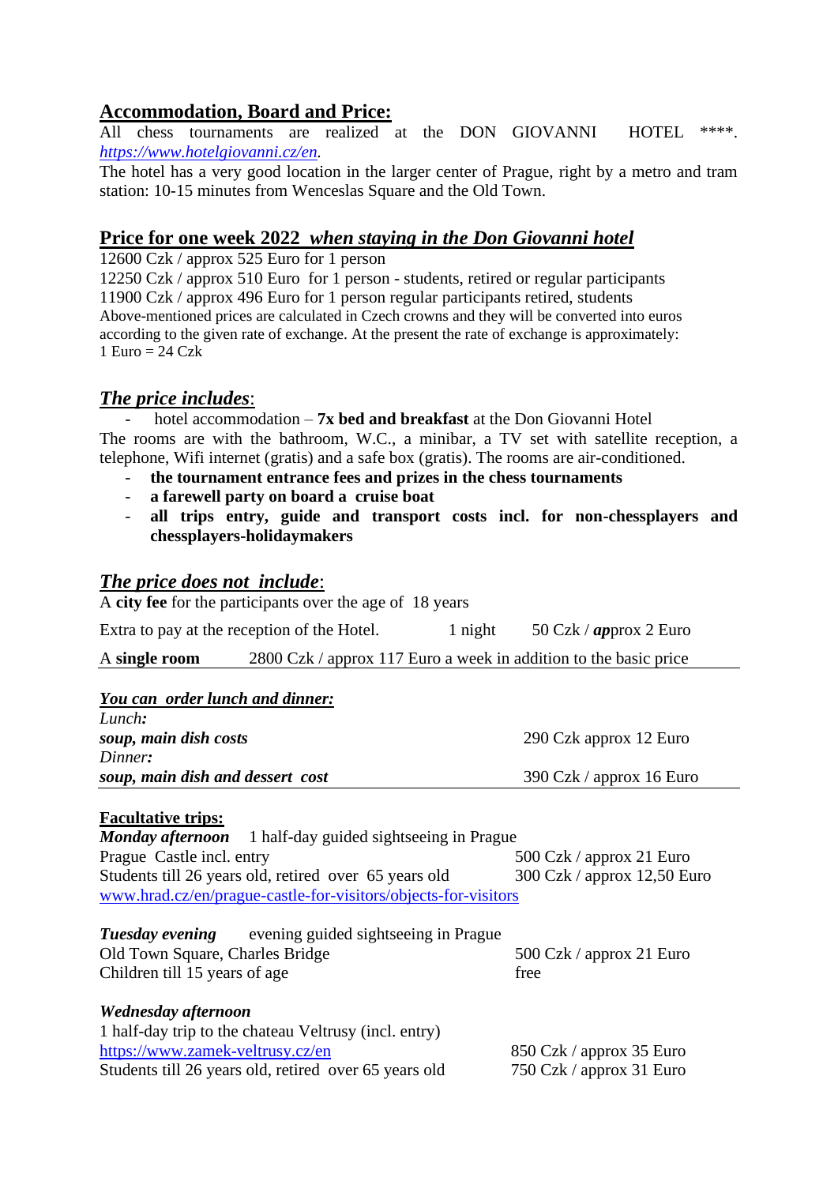## Accommodation, Board and Price:

All chess tournaments are realized at the DON GIOVANNI HOTEL ****. *https://www.hotelgiovanni.cz/en.*

The hotel has a very good location in the larger center of Prague, right by a metro and tram station: 10-15 minutes from Wenceslas Square and the Old Town.

## Price for one week 2022 *when staying in the Don Giovanni hotel*

12600 Czk / approx 525 Euro for 1 person

12250 Czk / approx 510 Euro for 1 person - students, retired or regular participants

11900 Czk / approx 496 Euro for 1 person regular participants retired, students

Above-mentioned prices are calculated in Czech crowns and they will be converted into euros according to the given rate of exchange. At the present the rate of exchange is approximately: 1 Euro = 24 Czk

## *The price includes*:

- hotel accommodation – **7x bed and breakfast** at the Don Giovanni Hotel

The rooms are with the bathroom, W.C., a minibar, a TV set with satellite reception, a telephone, Wifi internet (gratis) and a safe box (gratis). The rooms are air-conditioned.

- **the tournament entrance fees and prizes in the chess tournaments**
- **a farewell party on board a cruise boat**
- **all trips entry, guide and transport costs incl. for non-chessplayers and chessplayers-holidaymakers**

## *The price does not include*:

A **city fee** for the participants over the age of 18 years

Extra to pay at the reception of the Hotel. 1 night 50 Czk / ***ap***prox 2 Euro

A **single room** 2800 Czk / approx 117 Euro a week in addition to the basic price

### *You can order lunch and dinner:*

*Lunch**:***

| | |
|---|---|
| ***soup, main dish costs*** | 290 Czk approx 12 Euro |

*Dinner**:***

| | |
|---|---|
| ***soup, main dish and dessert cost*** | 390 Czk / approx 16 Euro |

### Facultative trips:

***Monday afternoon*** 1 half-day guided sightseeing in Prague

| | |
|---|---|
| Prague Castle incl. entry | 500 Czk / approx 21 Euro |
| Students till 26 years old, retired over 65 years old | 300 Czk / approx 12,50 Euro |

www.hrad.cz/en/prague-castle-for-visitors/objects-for-visitors

***Tuesday evening*** evening guided sightseeing in Prague

| | |
|---|---|
| Old Town Square, Charles Bridge | 500 Czk / approx 21 Euro |
| Children till 15 years of age | free |

***Wednesday afternoon***

1 half-day trip to the chateau Veltrusy (incl. entry)

| | |
|---|---|
| https://www.zamek-veltrusy.cz/en | 850 Czk / approx 35 Euro |
| Students till 26 years old, retired over 65 years old | 750 Czk / approx 31 Euro |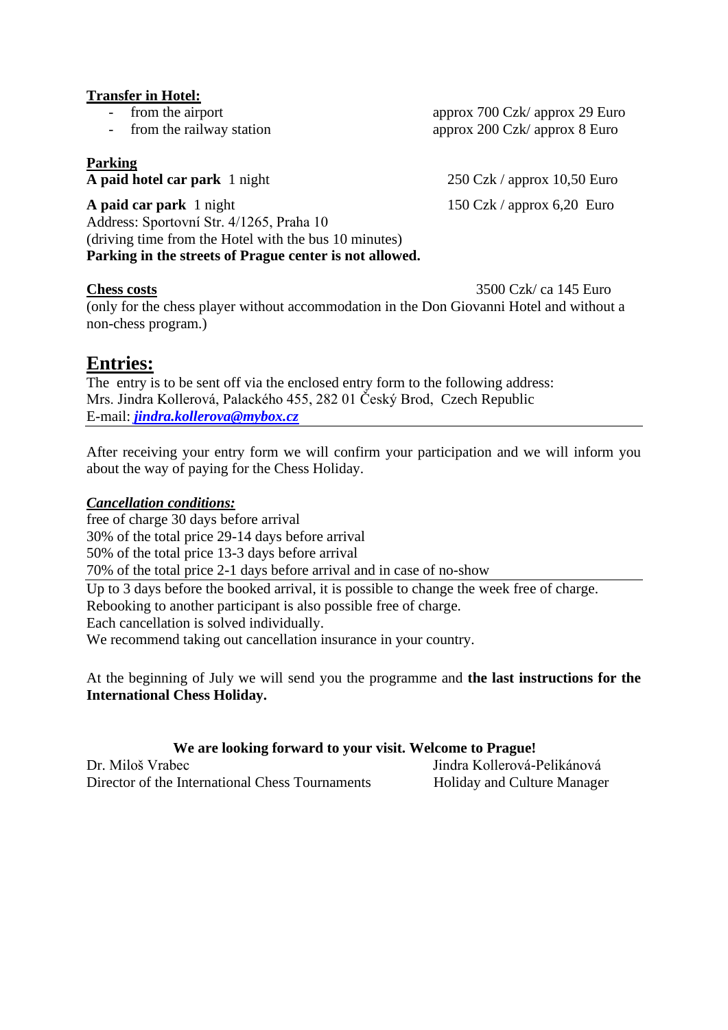**<u>Transfer in Hotel:</u>**

- from the airport — approx 700 Czk/ approx 29 Euro
- from the railway station — approx 200 Czk/ approx 8 Euro

**<u>Parking</u>**

**A paid hotel car park** 1 night — 250 Czk / approx 10,50 Euro

**A paid car park** 1 night — 150 Czk / approx 6,20 Euro
Address: Sportovní Str. 4/1265, Praha 10
(driving time from the Hotel with the bus 10 minutes)
**Parking in the streets of Prague center is not allowed.**

**<u>Chess costs</u>** — 3500 Czk/ ca 145 Euro
(only for the chess player without accommodation in the Don Giovanni Hotel and without a non-chess program.)

## <u>Entries:</u>

The entry is to be sent off via the enclosed entry form to the following address:
Mrs. Jindra Kollerová, Palackého 455, 282 01 Český Brod, Czech Republic
E-mail: ***jindra.kollerova@mybox.cz***

---

After receiving your entry form we will confirm your participation and we will inform you about the way of paying for the Chess Holiday.

***<u>Cancellation conditions:</u>***

free of charge 30 days before arrival
30% of the total price 29-14 days before arrival
50% of the total price 13-3 days before arrival
70% of the total price 2-1 days before arrival and in case of no-show

---

Up to 3 days before the booked arrival, it is possible to change the week free of charge.
Rebooking to another participant is also possible free of charge.
Each cancellation is solved individually.
We recommend taking out cancellation insurance in your country.

At the beginning of July we will send you the programme and **the last instructions for the International Chess Holiday.**

**We are looking forward to your visit. Welcome to Prague!**

Dr. Miloš Vrabec
Director of the International Chess Tournaments

Jindra Kollerová-Pelikánová
Holiday and Culture Manager